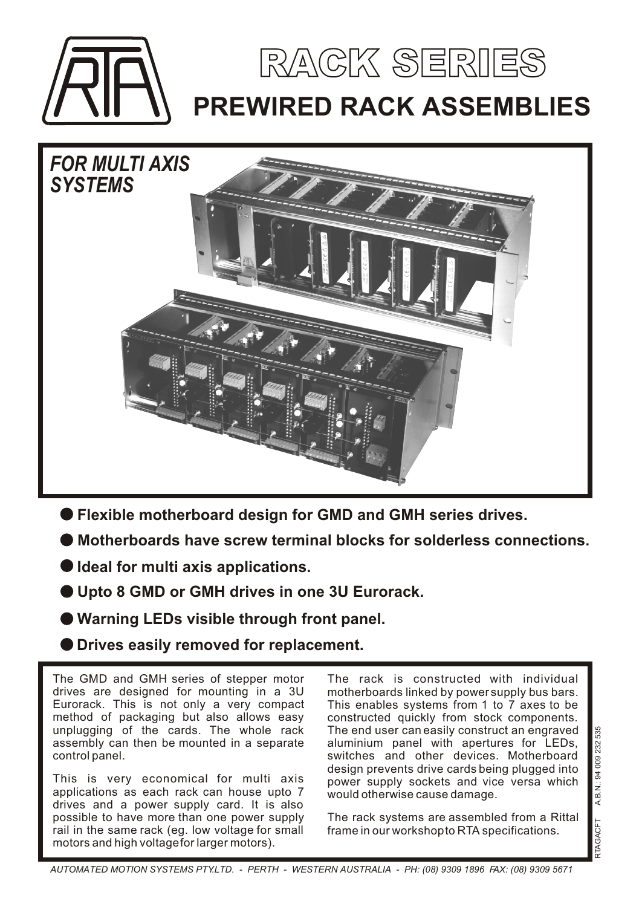# RACK SERIES

## PREWIRED RACK ASSEMBLIES

*FOR MULTI AXIS SYSTEMS*

- **Flexible motherboard design for GMD and GMH series drives.**
- **Motherboards have screw terminal blocks for solderless connections.**
- **Ideal for multi axis applications.**
- **Upto 8 GMD or GMH drives in one 3U Eurorack.**
- **Warning LEDs visible through front panel.**
- **Drives easily removed for replacement.**

The GMD and GMH series of stepper motor drives are designed for mounting in a 3U Eurorack. This is not only a very compact method of packaging but also allows easy unplugging of the cards. The whole rack assembly can then be mounted in a separate control panel.

This is very economical for multi axis applications as each rack can house upto 7 drives and a power supply card. It is also possible to have more than one power supply rail in the same rack (eg. low voltage for small motors and high voltage for larger motors).

The rack is constructed with individual motherboards linked by power supply bus bars. This enables systems from 1 to 7 axes to be constructed quickly from stock components. The end user can easily construct an engraved aluminium panel with apertures for LEDs, switches and other devices. Motherboard design prevents drive cards being plugged into power supply sockets and vice versa which would otherwise cause damage.

The rack systems are assembled from a Rittal frame in our workshop to RTA specifications.

RTAGACFT A.B.N.: 94 009 232 535

*AUTOMATED MOTION SYSTEMS PTY.LTD. - PERTH - WESTERN AUSTRALIA - PH: (08) 9309 1896 FAX: (08) 9309 5671*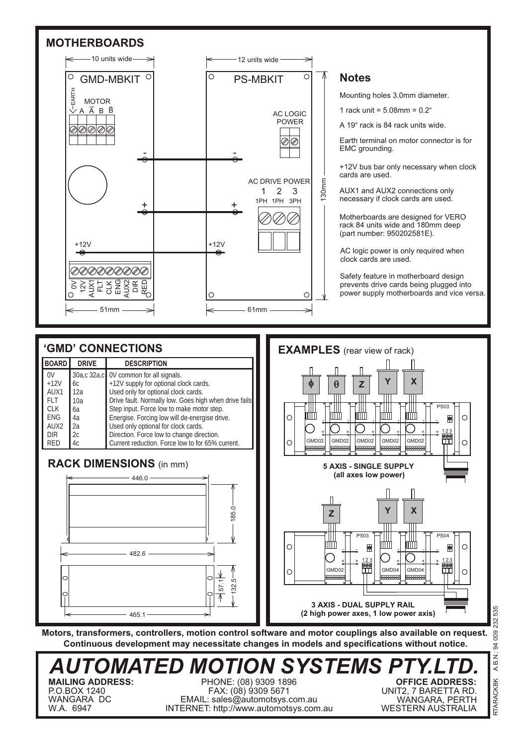## MOTHERBOARDS

10 units wide

GMD-MBKIT

EARTH

MOTOR

A A̅ B B̅

+12V

0V 12V AUX1 FLT CLK ENG AUX2 DIR RED

51mm

12 units wide

PS-MBKIT

AC LOGIC POWER

AC DRIVE POWER

1 2 3

1PH 1PH 3PH

+12V

130mm

61mm

### Notes

Mounting holes 3.0mm diameter.

1 rack unit = 5.08mm = 0.2"

A 19" rack is 84 rack units wide.

Earth terminal on motor connector is for EMC grounding.

+12V bus bar only necessary when clock cards are used.

AUX1 and AUX2 connections only necessary if clock cards are used.

Motherboards are designed for VERO rack 84 units wide and 180mm deep (part number: 950202581E).

AC logic power is only required when clock cards are used.

Safety feature in motherboard design prevents drive cards being plugged into power supply motherboards and vice versa.

## 'GMD' CONNECTIONS

| BOARD | DRIVE | DESCRIPTION |
|---|---|---|
| 0V | 30a,c 32a,c | 0V common for all signals. |
| +12V | 6c | +12V supply for optional clock cards. |
| AUX1 | 12a | Used only for optional clock cards. |
| FLT | 10a | Drive fault. Normally low. Goes high when drive fails |
| CLK | 6a | Step input. Force low to make motor step. |
| ENG | 4a | Energise. Forcing low will de-energise drive. |
| AUX2 | 2a | Used only optional for clock cards. |
| DIR | 2c | Direction. Force low to change direction. |
| RED | 4c | Current reduction. Force low to for 65% current. |

## RACK DIMENSIONS (in mm)

446.0

185.0

482.6

57.1

132.5

465.1

## EXAMPLES (rear view of rack)

ϕ θ Z Y X

GMD02 GMD02 GMD02 GMD02 GMD02 PS03

**5 AXIS - SINGLE SUPPLY (all axes low power)**

Z Y X

GMD02 PS03 GMD04 GMD04 PS04

**3 AXIS - DUAL SUPPLY RAIL (2 high power axes, 1 low power axis)**

**Motors, transformers, controllers, motion control software and motor couplings also available on request.**
**Continuous development may necessitate changes in models and specifications without notice.**

# *AUTOMATED MOTION SYSTEMS PTY.LTD.*

**MAILING ADDRESS:**
P.O.BOX 1240
WANGARA DC
W.A. 6947

PHONE: (08) 9309 1896
FAX: (08) 9309 5671
EMAIL: sales@automotsys.com.au
INTERNET: http://www.automotsys.com.au

**OFFICE ADDRESS:**
UNIT2, 7 BARETTA RD.
WANGARA, PERTH
WESTERN AUSTRALIA

RTARACKBK A.B.N.: 94 009 232 535